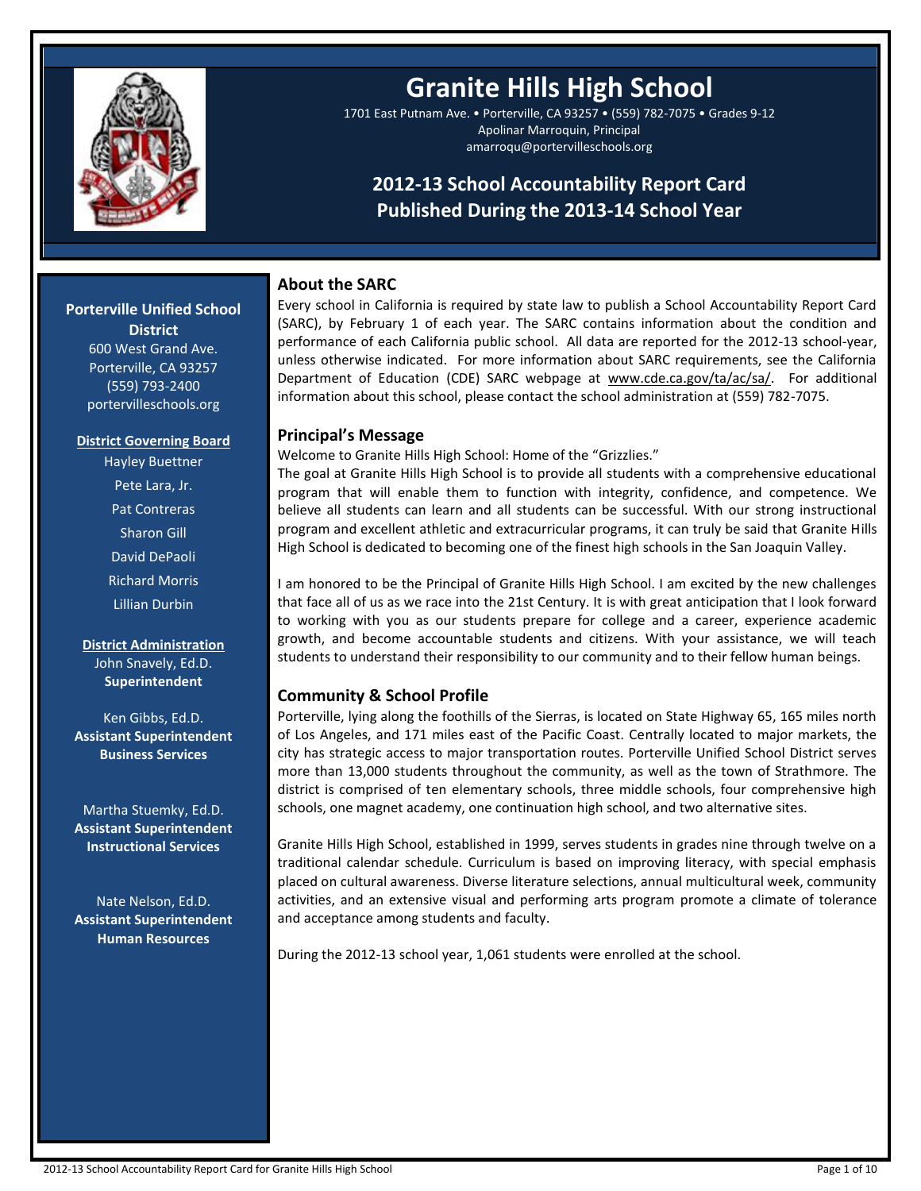# Granite Hills High School

1701 East Putnam Ave. • Porterville, CA 93257 • (559) 782-7075 • Grades 9-12
Apolinar Marroquin, Principal
amarroqu@portervilleschools.org

## 2012-13 School Accountability Report Card
## Published During the 2013-14 School Year

**Porterville Unified School District**
600 West Grand Ave.
Porterville, CA 93257
(559) 793-2400
portervilleschools.org

**District Governing Board**
Hayley Buettner
Pete Lara, Jr.
Pat Contreras
Sharon Gill
David DePaoli
Richard Morris
Lillian Durbin

**District Administration**
John Snavely, Ed.D.
**Superintendent**

Ken Gibbs, Ed.D.
**Assistant Superintendent Business Services**

Martha Stuemky, Ed.D.
**Assistant Superintendent Instructional Services**

Nate Nelson, Ed.D.
**Assistant Superintendent Human Resources**

### About the SARC

Every school in California is required by state law to publish a School Accountability Report Card (SARC), by February 1 of each year. The SARC contains information about the condition and performance of each California public school. All data are reported for the 2012-13 school-year, unless otherwise indicated. For more information about SARC requirements, see the California Department of Education (CDE) SARC webpage at www.cde.ca.gov/ta/ac/sa/. For additional information about this school, please contact the school administration at (559) 782-7075.

### Principal's Message

Welcome to Granite Hills High School: Home of the "Grizzlies."

The goal at Granite Hills High School is to provide all students with a comprehensive educational program that will enable them to function with integrity, confidence, and competence. We believe all students can learn and all students can be successful. With our strong instructional program and excellent athletic and extracurricular programs, it can truly be said that Granite Hills High School is dedicated to becoming one of the finest high schools in the San Joaquin Valley.

I am honored to be the Principal of Granite Hills High School. I am excited by the new challenges that face all of us as we race into the 21st Century. It is with great anticipation that I look forward to working with you as our students prepare for college and a career, experience academic growth, and become accountable students and citizens. With your assistance, we will teach students to understand their responsibility to our community and to their fellow human beings.

### Community & School Profile

Porterville, lying along the foothills of the Sierras, is located on State Highway 65, 165 miles north of Los Angeles, and 171 miles east of the Pacific Coast. Centrally located to major markets, the city has strategic access to major transportation routes. Porterville Unified School District serves more than 13,000 students throughout the community, as well as the town of Strathmore. The district is comprised of ten elementary schools, three middle schools, four comprehensive high schools, one magnet academy, one continuation high school, and two alternative sites.

Granite Hills High School, established in 1999, serves students in grades nine through twelve on a traditional calendar schedule. Curriculum is based on improving literacy, with special emphasis placed on cultural awareness. Diverse literature selections, annual multicultural week, community activities, and an extensive visual and performing arts program promote a climate of tolerance and acceptance among students and faculty.

During the 2012-13 school year, 1,061 students were enrolled at the school.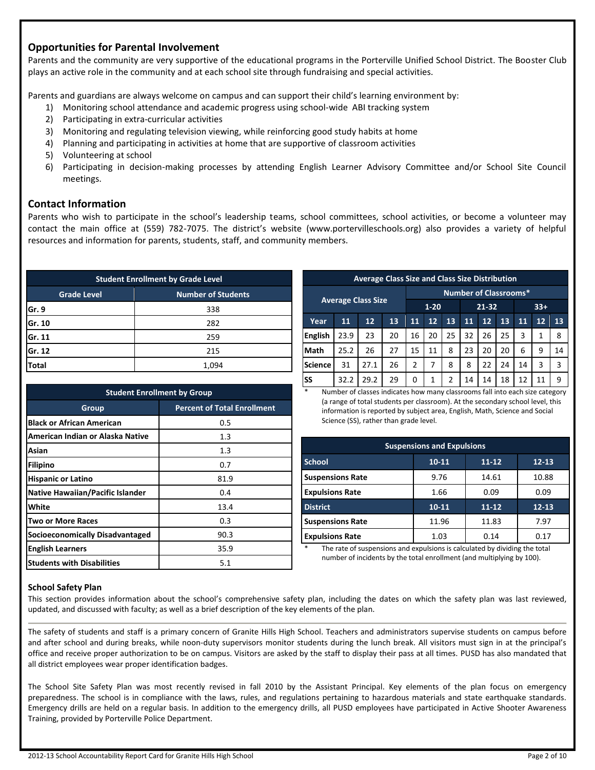## Opportunities for Parental Involvement

Parents and the community are very supportive of the educational programs in the Porterville Unified School District. The Booster Club plays an active role in the community and at each school site through fundraising and special activities.

Parents and guardians are always welcome on campus and can support their child's learning environment by:

1) Monitoring school attendance and academic progress using school-wide ABI tracking system
2) Participating in extra-curricular activities
3) Monitoring and regulating television viewing, while reinforcing good study habits at home
4) Planning and participating in activities at home that are supportive of classroom activities
5) Volunteering at school
6) Participating in decision-making processes by attending English Learner Advisory Committee and/or School Site Council meetings.

## Contact Information

Parents who wish to participate in the school's leadership teams, school committees, school activities, or become a volunteer may contact the main office at (559) 782-7075. The district's website (www.portervilleschools.org) also provides a variety of helpful resources and information for parents, students, staff, and community members.

| Student Enrollment by Grade Level | |
|---|---|
| **Grade Level** | **Number of Students** |
| **Gr. 9** | 338 |
| **Gr. 10** | 282 |
| **Gr. 11** | 259 |
| **Gr. 12** | 215 |
| **Total** | 1,094 |

| Student Enrollment by Group | |
|---|---|
| **Group** | **Percent of Total Enrollment** |
| **Black or African American** | 0.5 |
| **American Indian or Alaska Native** | 1.3 |
| **Asian** | 1.3 |
| **Filipino** | 0.7 |
| **Hispanic or Latino** | 81.9 |
| **Native Hawaiian/Pacific Islander** | 0.4 |
| **White** | 13.4 |
| **Two or More Races** | 0.3 |
| **Socioeconomically Disadvantaged** | 90.3 |
| **English Learners** | 35.9 |
| **Students with Disabilities** | 5.1 |

| Average Class Size and Class Size Distribution | | | | | | | | | | | | | |
|---|---|---|---|---|---|---|---|---|---|---|---|---|---|
| Average Class Size | | | | Number of Classrooms* | | | | | | | | | |
| | | | | 1-20 | | | 21-32 | | | 33+ | | | |
| **Year** | **11** | **12** | **13** | **11** | **12** | **13** | **11** | **12** | **13** | **11** | **12** | **13** |
| **English** | 23.9 | 23 | 20 | 16 | 20 | 25 | 32 | 26 | 25 | 3 | 1 | 8 |
| **Math** | 25.2 | 26 | 27 | 15 | 11 | 8 | 23 | 20 | 20 | 6 | 9 | 14 |
| **Science** | 31 | 27.1 | 26 | 2 | 7 | 8 | 8 | 22 | 24 | 14 | 3 | 3 |
| **SS** | 32.2 | 29.2 | 29 | 0 | 1 | 2 | 14 | 14 | 18 | 12 | 11 | 9 |

\* Number of classes indicates how many classrooms fall into each size category (a range of total students per classroom). At the secondary school level, this information is reported by subject area, English, Math, Science and Social Science (SS), rather than grade level.

| Suspensions and Expulsions | | | |
|---|---|---|---|
| **School** | **10-11** | **11-12** | **12-13** |
| **Suspensions Rate** | 9.76 | 14.61 | 10.88 |
| **Expulsions Rate** | 1.66 | 0.09 | 0.09 |
| **District** | **10-11** | **11-12** | **12-13** |
| **Suspensions Rate** | 11.96 | 11.83 | 7.97 |
| **Expulsions Rate** | 1.03 | 0.14 | 0.17 |

\* The rate of suspensions and expulsions is calculated by dividing the total number of incidents by the total enrollment (and multiplying by 100).

### School Safety Plan

This section provides information about the school's comprehensive safety plan, including the dates on which the safety plan was last reviewed, updated, and discussed with faculty; as well as a brief description of the key elements of the plan.

The safety of students and staff is a primary concern of Granite Hills High School. Teachers and administrators supervise students on campus before and after school and during breaks, while noon-duty supervisors monitor students during the lunch break. All visitors must sign in at the principal's office and receive proper authorization to be on campus. Visitors are asked by the staff to display their pass at all times. PUSD has also mandated that all district employees wear proper identification badges.

The School Site Safety Plan was most recently revised in fall 2010 by the Assistant Principal. Key elements of the plan focus on emergency preparedness. The school is in compliance with the laws, rules, and regulations pertaining to hazardous materials and state earthquake standards. Emergency drills are held on a regular basis. In addition to the emergency drills, all PUSD employees have participated in Active Shooter Awareness Training, provided by Porterville Police Department.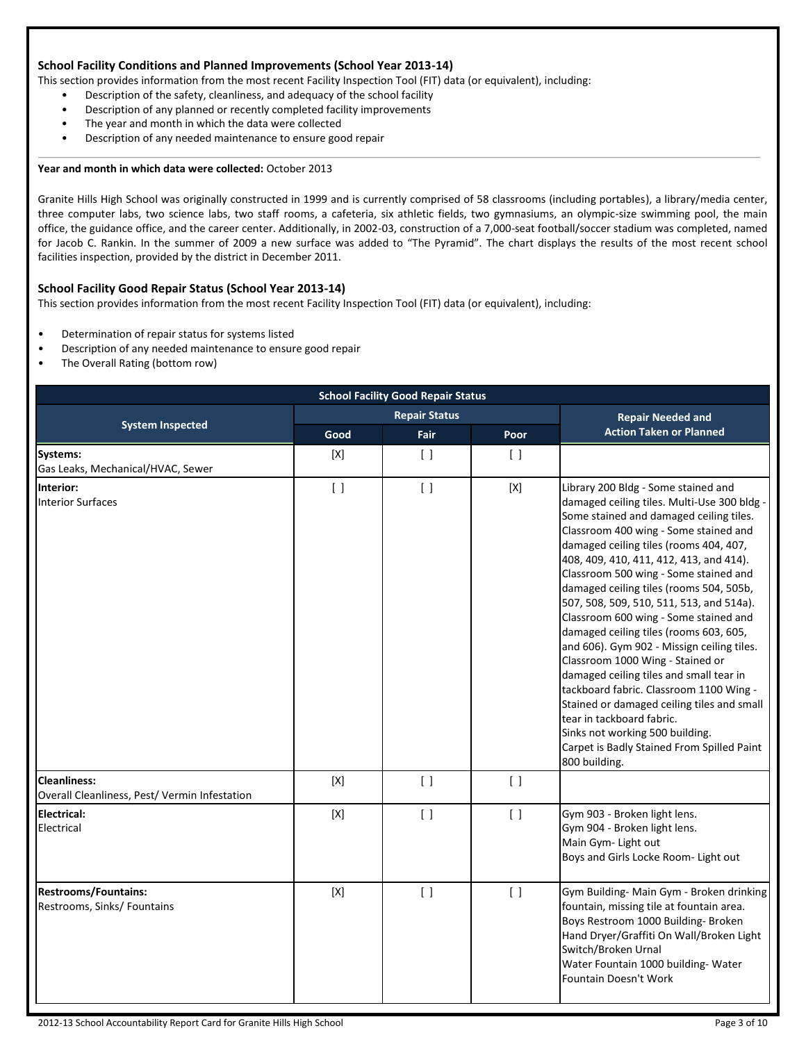### School Facility Conditions and Planned Improvements (School Year 2013-14)

This section provides information from the most recent Facility Inspection Tool (FIT) data (or equivalent), including:

- Description of the safety, cleanliness, and adequacy of the school facility
- Description of any planned or recently completed facility improvements
- The year and month in which the data were collected
- Description of any needed maintenance to ensure good repair

**Year and month in which data were collected:** October 2013

Granite Hills High School was originally constructed in 1999 and is currently comprised of 58 classrooms (including portables), a library/media center, three computer labs, two science labs, two staff rooms, a cafeteria, six athletic fields, two gymnasiums, an olympic-size swimming pool, the main office, the guidance office, and the career center. Additionally, in 2002-03, construction of a 7,000-seat football/soccer stadium was completed, named for Jacob C. Rankin. In the summer of 2009 a new surface was added to "The Pyramid". The chart displays the results of the most recent school facilities inspection, provided by the district in December 2011.

### School Facility Good Repair Status (School Year 2013-14)

This section provides information from the most recent Facility Inspection Tool (FIT) data (or equivalent), including:

- Determination of repair status for systems listed
- Description of any needed maintenance to ensure good repair
- The Overall Rating (bottom row)

| System Inspected | Repair Status: Good | Repair Status: Fair | Repair Status: Poor | Repair Needed and Action Taken or Planned |
|---|---|---|---|---|
| **Systems:** Gas Leaks, Mechanical/HVAC, Sewer | [X] | [ ] | [ ] | |
| **Interior:** Interior Surfaces | [ ] | [ ] | [X] | Library 200 Bldg - Some stained and damaged ceiling tiles. Multi-Use 300 bldg - Some stained and damaged ceiling tiles. Classroom 400 wing - Some stained and damaged ceiling tiles (rooms 404, 407, 408, 409, 410, 411, 412, 413, and 414). Classroom 500 wing - Some stained and damaged ceiling tiles (rooms 504, 505b, 507, 508, 509, 510, 511, 513, and 514a). Classroom 600 wing - Some stained and damaged ceiling tiles (rooms 603, 605, and 606). Gym 902 - Missign ceiling tiles. Classroom 1000 Wing - Stained or damaged ceiling tiles and small tear in tackboard fabric. Classroom 1100 Wing - Stained or damaged ceiling tiles and small tear in tackboard fabric. Sinks not working 500 building. Carpet is Badly Stained From Spilled Paint 800 building. |
| **Cleanliness:** Overall Cleanliness, Pest/ Vermin Infestation | [X] | [ ] | [ ] | |
| **Electrical:** Electrical | [X] | [ ] | [ ] | Gym 903 - Broken light lens. Gym 904 - Broken light lens. Main Gym- Light out Boys and Girls Locke Room- Light out |
| **Restrooms/Fountains:** Restrooms, Sinks/ Fountains | [X] | [ ] | [ ] | Gym Building- Main Gym - Broken drinking fountain, missing tile at fountain area. Boys Restroom 1000 Building- Broken Hand Dryer/Graffiti On Wall/Broken Light Switch/Broken Urnal Water Fountain 1000 building- Water Fountain Doesn't Work |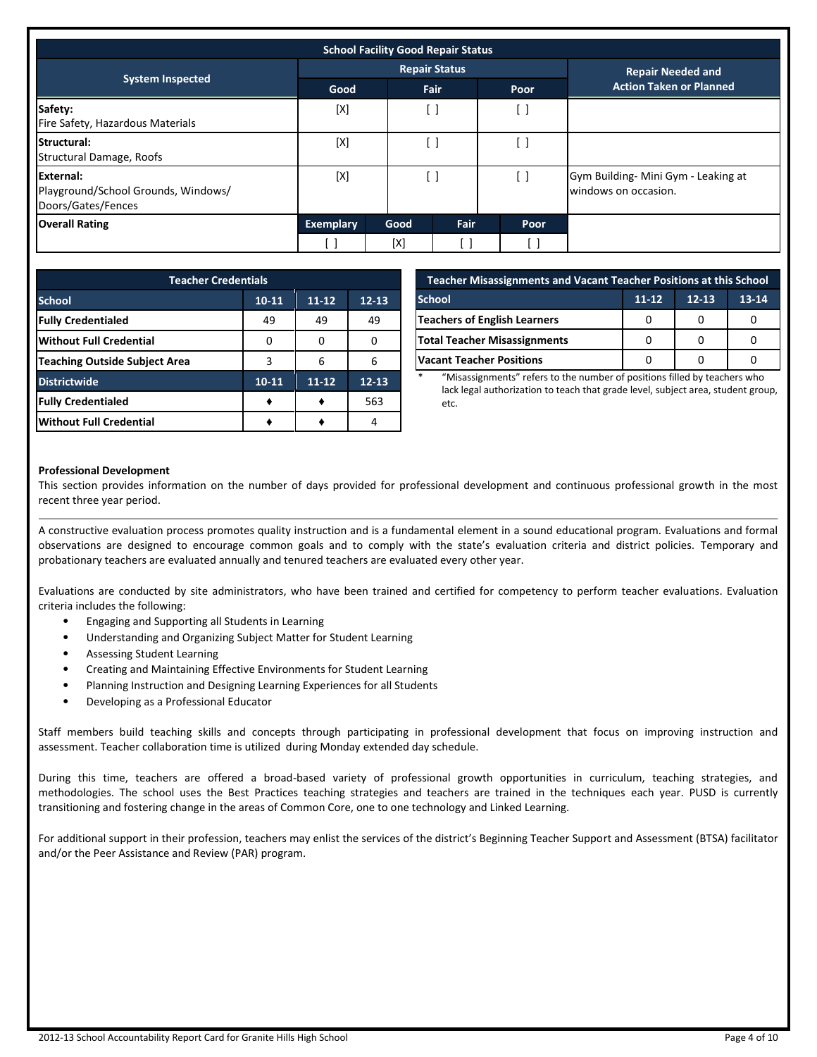| School Facility Good Repair Status | | | | | |
|---|---|---|---|---|---|
| System Inspected | Repair Status | | | | Repair Needed and Action Taken or Planned |
| | Good | Fair | Poor | | |
| **Safety:** Fire Safety, Hazardous Materials | [X] | [ ] | [ ] | | |
| **Structural:** Structural Damage, Roofs | [X] | [ ] | [ ] | | |
| **External:** Playground/School Grounds, Windows/ Doors/Gates/Fences | [X] | [ ] | [ ] | | Gym Building- Mini Gym - Leaking at windows on occasion. |
| **Overall Rating** | Exemplary | Good | Fair | Poor | |
| | [ ] | [X] | [ ] | [ ] | |

| Teacher Credentials | | | |
|---|---|---|---|
| **School** | **10-11** | **11-12** | **12-13** |
| **Fully Credentialed** | 49 | 49 | 49 |
| **Without Full Credential** | 0 | 0 | 0 |
| **Teaching Outside Subject Area** | 3 | 6 | 6 |
| **Districtwide** | **10-11** | **11-12** | **12-13** |
| **Fully Credentialed** | ♦ | ♦ | 563 |
| **Without Full Credential** | ♦ | ♦ | 4 |

| Teacher Misassignments and Vacant Teacher Positions at this School | | | |
|---|---|---|---|
| **School** | **11-12** | **12-13** | **13-14** |
| **Teachers of English Learners** | 0 | 0 | 0 |
| **Total Teacher Misassignments** | 0 | 0 | 0 |
| **Vacant Teacher Positions** | 0 | 0 | 0 |

* "Misassignments" refers to the number of positions filled by teachers who lack legal authorization to teach that grade level, subject area, student group, etc.

**Professional Development**

This section provides information on the number of days provided for professional development and continuous professional growth in the most recent three year period.

A constructive evaluation process promotes quality instruction and is a fundamental element in a sound educational program. Evaluations and formal observations are designed to encourage common goals and to comply with the state's evaluation criteria and district policies. Temporary and probationary teachers are evaluated annually and tenured teachers are evaluated every other year.

Evaluations are conducted by site administrators, who have been trained and certified for competency to perform teacher evaluations. Evaluation criteria includes the following:

- Engaging and Supporting all Students in Learning
- Understanding and Organizing Subject Matter for Student Learning
- Assessing Student Learning
- Creating and Maintaining Effective Environments for Student Learning
- Planning Instruction and Designing Learning Experiences for all Students
- Developing as a Professional Educator

Staff members build teaching skills and concepts through participating in professional development that focus on improving instruction and assessment. Teacher collaboration time is utilized during Monday extended day schedule.

During this time, teachers are offered a broad-based variety of professional growth opportunities in curriculum, teaching strategies, and methodologies. The school uses the Best Practices teaching strategies and teachers are trained in the techniques each year. PUSD is currently transitioning and fostering change in the areas of Common Core, one to one technology and Linked Learning.

For additional support in their profession, teachers may enlist the services of the district's Beginning Teacher Support and Assessment (BTSA) facilitator and/or the Peer Assistance and Review (PAR) program.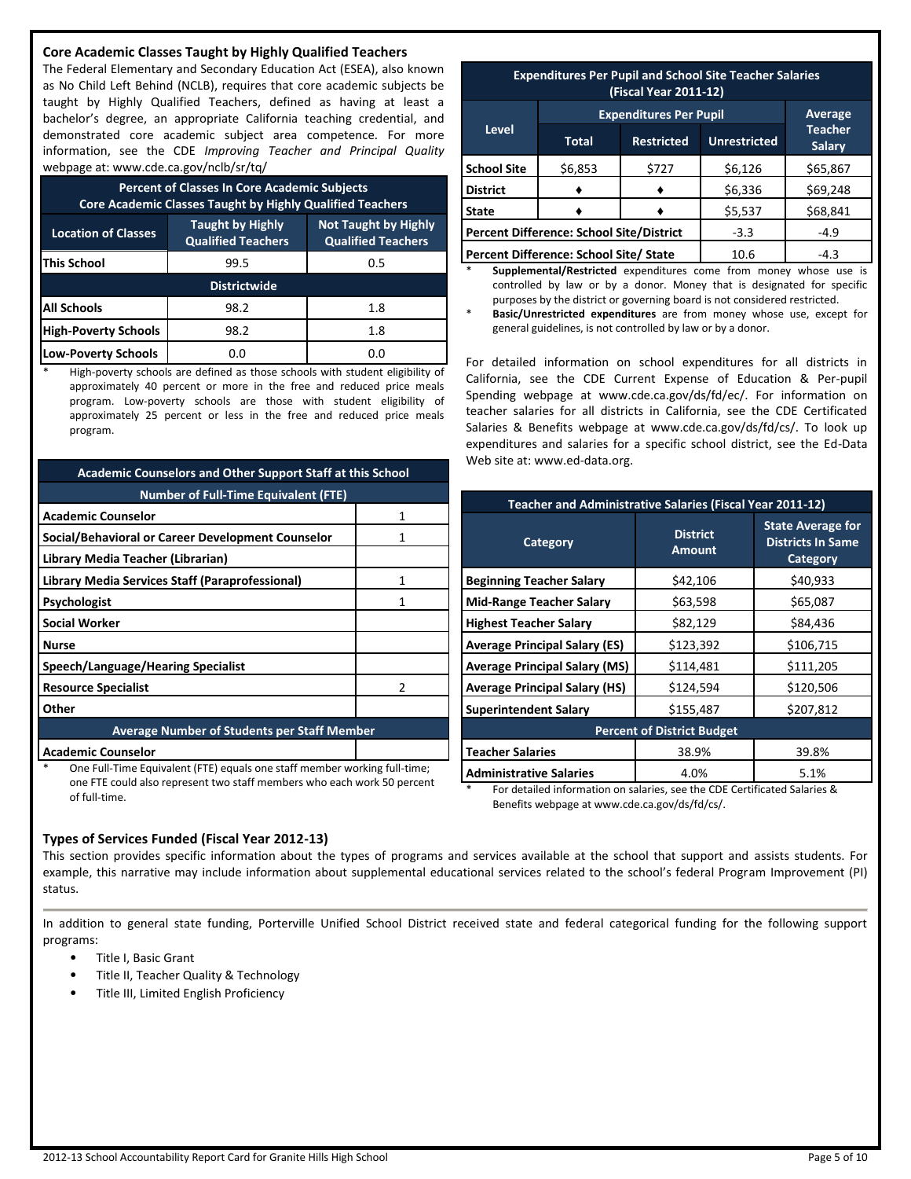## Core Academic Classes Taught by Highly Qualified Teachers

The Federal Elementary and Secondary Education Act (ESEA), also known as No Child Left Behind (NCLB), requires that core academic subjects be taught by Highly Qualified Teachers, defined as having at least a bachelor's degree, an appropriate California teaching credential, and demonstrated core academic subject area competence. For more information, see the CDE *Improving Teacher and Principal Quality* webpage at: www.cde.ca.gov/nclb/sr/tq/

| Percent of Classes In Core Academic Subjects Core Academic Classes Taught by Highly Qualified Teachers | | |
|---|---|---|
| **Location of Classes** | **Taught by Highly Qualified Teachers** | **Not Taught by Highly Qualified Teachers** |
| **This School** | 99.5 | 0.5 |
| **Districtwide** | | |
| **All Schools** | 98.2 | 1.8 |
| **High-Poverty Schools** | 98.2 | 1.8 |
| **Low-Poverty Schools** | 0.0 | 0.0 |

\* High-poverty schools are defined as those schools with student eligibility of approximately 40 percent or more in the free and reduced price meals program. Low-poverty schools are those with student eligibility of approximately 25 percent or less in the free and reduced price meals program.

| Academic Counselors and Other Support Staff at this School | |
|---|---|
| **Number of Full-Time Equivalent (FTE)** | |
| **Academic Counselor** | 1 |
| **Social/Behavioral or Career Development Counselor** | 1 |
| **Library Media Teacher (Librarian)** | |
| **Library Media Services Staff (Paraprofessional)** | 1 |
| **Psychologist** | 1 |
| **Social Worker** | |
| **Nurse** | |
| **Speech/Language/Hearing Specialist** | |
| **Resource Specialist** | 2 |
| **Other** | |
| **Average Number of Students per Staff Member** | |
| **Academic Counselor** | |

\* One Full-Time Equivalent (FTE) equals one staff member working full-time; one FTE could also represent two staff members who each work 50 percent of full-time.

| Expenditures Per Pupil and School Site Teacher Salaries (Fiscal Year 2011-12) | | | | |
|---|---|---|---|---|
| **Level** | **Expenditures Per Pupil** | | | **Average Teacher Salary** |
| | **Total** | **Restricted** | **Unrestricted** | |
| **School Site** | $6,853 | $727 | $6,126 | $65,867 |
| **District** | ♦ | ♦ | $6,336 | $69,248 |
| **State** | ♦ | ♦ | $5,537 | $68,841 |
| **Percent Difference: School Site/District** | | | -3.3 | -4.9 |
| **Percent Difference: School Site/ State** | | | 10.6 | -4.3 |

\* **Supplemental/Restricted** expenditures come from money whose use is controlled by law or by a donor. Money that is designated for specific purposes by the district or governing board is not considered restricted.

\* **Basic/Unrestricted expenditures** are from money whose use, except for general guidelines, is not controlled by law or by a donor.

For detailed information on school expenditures for all districts in California, see the CDE Current Expense of Education & Per-pupil Spending webpage at www.cde.ca.gov/ds/fd/ec/. For information on teacher salaries for all districts in California, see the CDE Certificated Salaries & Benefits webpage at www.cde.ca.gov/ds/fd/cs/. To look up expenditures and salaries for a specific school district, see the Ed-Data Web site at: www.ed-data.org.

| Teacher and Administrative Salaries (Fiscal Year 2011-12) | | |
|---|---|---|
| **Category** | **District Amount** | **State Average for Districts In Same Category** |
| **Beginning Teacher Salary** | $42,106 | $40,933 |
| **Mid-Range Teacher Salary** | $63,598 | $65,087 |
| **Highest Teacher Salary** | $82,129 | $84,436 |
| **Average Principal Salary (ES)** | $123,392 | $106,715 |
| **Average Principal Salary (MS)** | $114,481 | $111,205 |
| **Average Principal Salary (HS)** | $124,594 | $120,506 |
| **Superintendent Salary** | $155,487 | $207,812 |
| **Percent of District Budget** | | |
| **Teacher Salaries** | 38.9% | 39.8% |
| **Administrative Salaries** | 4.0% | 5.1% |

\* For detailed information on salaries, see the CDE Certificated Salaries & Benefits webpage at www.cde.ca.gov/ds/fd/cs/.

## Types of Services Funded (Fiscal Year 2012-13)

This section provides specific information about the types of programs and services available at the school that support and assists students. For example, this narrative may include information about supplemental educational services related to the school's federal Program Improvement (PI) status.

In addition to general state funding, Porterville Unified School District received state and federal categorical funding for the following support programs:

- Title I, Basic Grant
- Title II, Teacher Quality & Technology
- Title III, Limited English Proficiency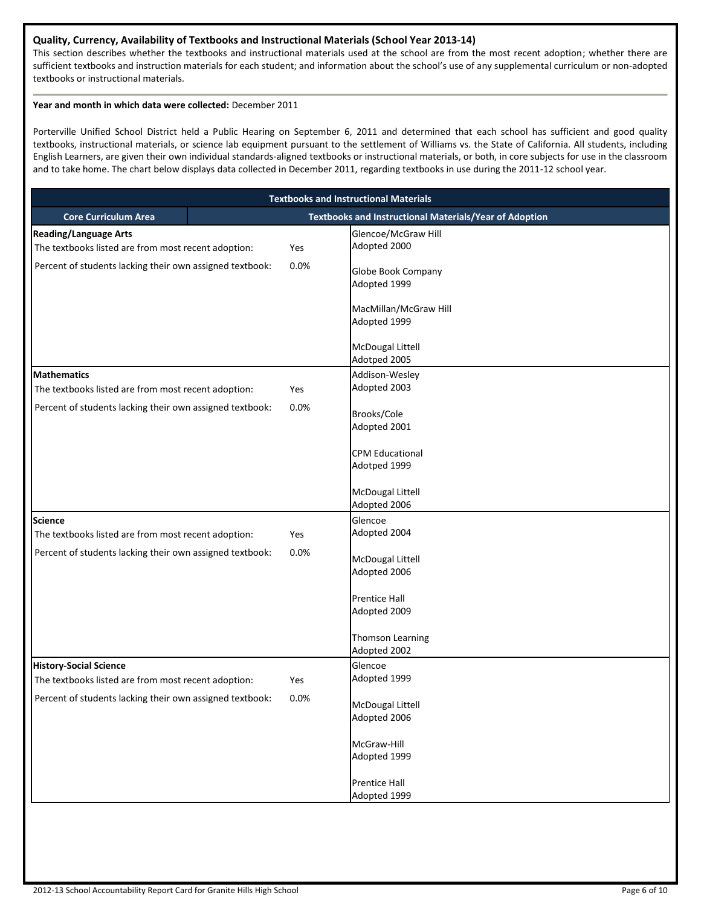**Quality, Currency, Availability of Textbooks and Instructional Materials (School Year 2013-14)**

This section describes whether the textbooks and instructional materials used at the school are from the most recent adoption; whether there are sufficient textbooks and instruction materials for each student; and information about the school's use of any supplemental curriculum or non-adopted textbooks or instructional materials.

**Year and month in which data were collected:** December 2011

Porterville Unified School District held a Public Hearing on September 6, 2011 and determined that each school has sufficient and good quality textbooks, instructional materials, or science lab equipment pursuant to the settlement of Williams vs. the State of California. All students, including English Learners, are given their own individual standards-aligned textbooks or instructional materials, or both, in core subjects for use in the classroom and to take home. The chart below displays data collected in December 2011, regarding textbooks in use during the 2011-12 school year.

**Textbooks and Instructional Materials**

| Core Curriculum Area | | Textbooks and Instructional Materials/Year of Adoption |
|---|---|---|
| **Reading/Language Arts**<br>The textbooks listed are from most recent adoption:<br>Percent of students lacking their own assigned textbook: | <br>Yes<br>0.0% | Glencoe/McGraw Hill<br>Adopted 2000<br><br>Globe Book Company<br>Adopted 1999<br><br>MacMillan/McGraw Hill<br>Adopted 1999<br><br>McDougal Littell<br>Adotped 2005 |
| **Mathematics**<br>The textbooks listed are from most recent adoption:<br>Percent of students lacking their own assigned textbook: | <br>Yes<br>0.0% | Addison-Wesley<br>Adopted 2003<br><br>Brooks/Cole<br>Adopted 2001<br><br>CPM Educational<br>Adotped 1999<br><br>McDougal Littell<br>Adopted 2006 |
| **Science**<br>The textbooks listed are from most recent adoption:<br>Percent of students lacking their own assigned textbook: | <br>Yes<br>0.0% | Glencoe<br>Adopted 2004<br><br>McDougal Littell<br>Adopted 2006<br><br>Prentice Hall<br>Adopted 2009<br><br>Thomson Learning<br>Adopted 2002 |
| **History-Social Science**<br>The textbooks listed are from most recent adoption:<br>Percent of students lacking their own assigned textbook: | <br>Yes<br>0.0% | Glencoe<br>Adopted 1999<br><br>McDougal Littell<br>Adopted 2006<br><br>McGraw-Hill<br>Adopted 1999<br><br>Prentice Hall<br>Adopted 1999 |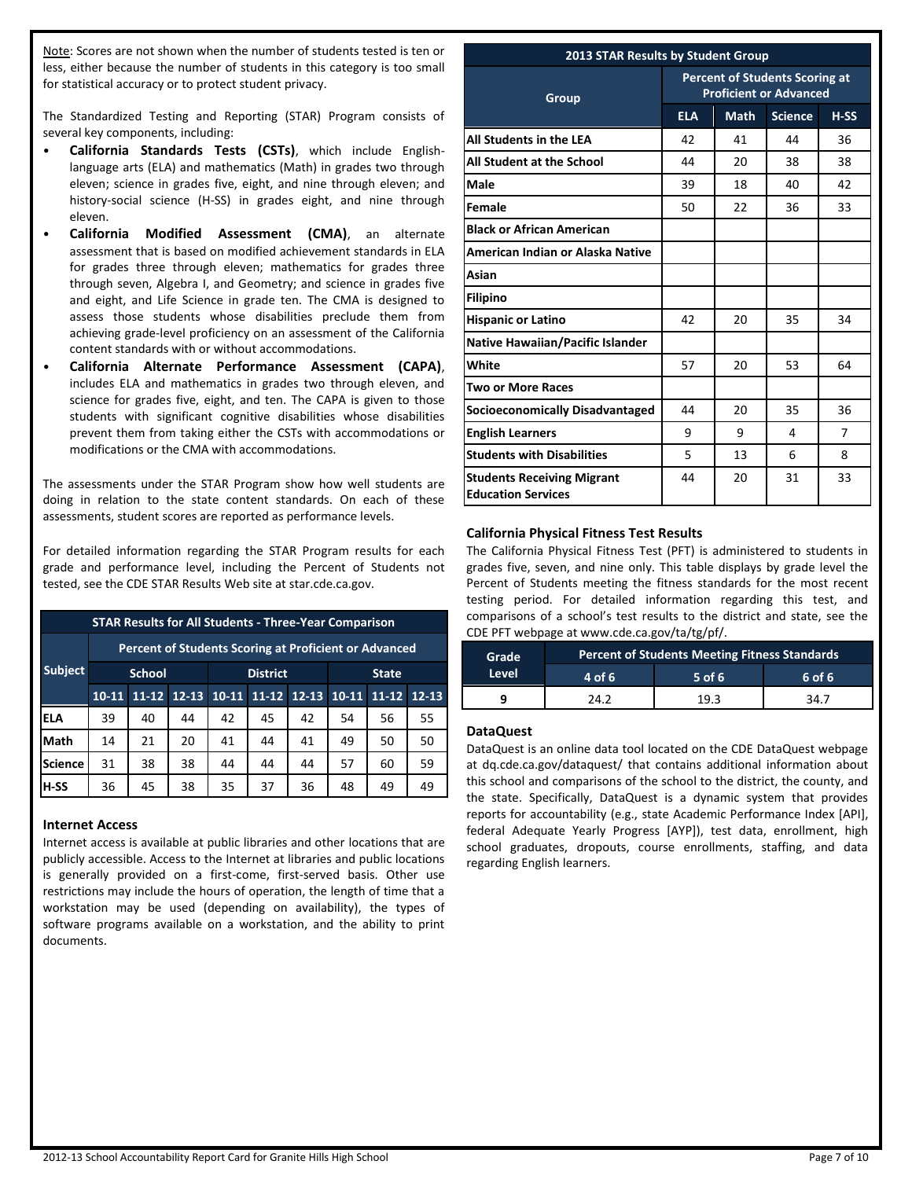Note: Scores are not shown when the number of students tested is ten or less, either because the number of students in this category is too small for statistical accuracy or to protect student privacy.

The Standardized Testing and Reporting (STAR) Program consists of several key components, including:

- **California Standards Tests (CSTs)**, which include English-language arts (ELA) and mathematics (Math) in grades two through eleven; science in grades five, eight, and nine through eleven; and history-social science (H-SS) in grades eight, and nine through eleven.
- **California Modified Assessment (CMA)**, an alternate assessment that is based on modified achievement standards in ELA for grades three through eleven; mathematics for grades three through seven, Algebra I, and Geometry; and science in grades five and eight, and Life Science in grade ten. The CMA is designed to assess those students whose disabilities preclude them from achieving grade-level proficiency on an assessment of the California content standards with or without accommodations.
- **California Alternate Performance Assessment (CAPA)**, includes ELA and mathematics in grades two through eleven, and science for grades five, eight, and ten. The CAPA is given to those students with significant cognitive disabilities whose disabilities prevent them from taking either the CSTs with accommodations or modifications or the CMA with accommodations.

The assessments under the STAR Program show how well students are doing in relation to the state content standards. On each of these assessments, student scores are reported as performance levels.

For detailed information regarding the STAR Program results for each grade and performance level, including the Percent of Students not tested, see the CDE STAR Results Web site at star.cde.ca.gov.

**STAR Results for All Students - Three-Year Comparison**

| Subject | Percent of Students Scoring at Proficient or Advanced | | | | | | | | |
|---|---|---|---|---|---|---|---|---|---|
| | School | | | District | | | State | | |
| | 10-11 | 11-12 | 12-13 | 10-11 | 11-12 | 12-13 | 10-11 | 11-12 | 12-13 |
| ELA | 39 | 40 | 44 | 42 | 45 | 42 | 54 | 56 | 55 |
| Math | 14 | 21 | 20 | 41 | 44 | 41 | 49 | 50 | 50 |
| Science | 31 | 38 | 38 | 44 | 44 | 44 | 57 | 60 | 59 |
| H-SS | 36 | 45 | 38 | 35 | 37 | 36 | 48 | 49 | 49 |

### Internet Access

Internet access is available at public libraries and other locations that are publicly accessible. Access to the Internet at libraries and public locations is generally provided on a first-come, first-served basis. Other use restrictions may include the hours of operation, the length of time that a workstation may be used (depending on availability), the types of software programs available on a workstation, and the ability to print documents.

**2013 STAR Results by Student Group**

| Group | Percent of Students Scoring at Proficient or Advanced | | | |
|---|---|---|---|---|
| | ELA | Math | Science | H-SS |
| All Students in the LEA | 42 | 41 | 44 | 36 |
| All Student at the School | 44 | 20 | 38 | 38 |
| Male | 39 | 18 | 40 | 42 |
| Female | 50 | 22 | 36 | 33 |
| Black or African American | | | | |
| American Indian or Alaska Native | | | | |
| Asian | | | | |
| Filipino | | | | |
| Hispanic or Latino | 42 | 20 | 35 | 34 |
| Native Hawaiian/Pacific Islander | | | | |
| White | 57 | 20 | 53 | 64 |
| Two or More Races | | | | |
| Socioeconomically Disadvantaged | 44 | 20 | 35 | 36 |
| English Learners | 9 | 9 | 4 | 7 |
| Students with Disabilities | 5 | 13 | 6 | 8 |
| Students Receiving Migrant Education Services | 44 | 20 | 31 | 33 |

### California Physical Fitness Test Results

The California Physical Fitness Test (PFT) is administered to students in grades five, seven, and nine only. This table displays by grade level the Percent of Students meeting the fitness standards for the most recent testing period. For detailed information regarding this test, and comparisons of a school's test results to the district and state, see the CDE PFT webpage at www.cde.ca.gov/ta/tg/pf/.

| Grade Level | Percent of Students Meeting Fitness Standards | | |
|---|---|---|---|
| | 4 of 6 | 5 of 6 | 6 of 6 |
| 9 | 24.2 | 19.3 | 34.7 |

### DataQuest

DataQuest is an online data tool located on the CDE DataQuest webpage at dq.cde.ca.gov/dataquest/ that contains additional information about this school and comparisons of the school to the district, the county, and the state. Specifically, DataQuest is a dynamic system that provides reports for accountability (e.g., state Academic Performance Index [API], federal Adequate Yearly Progress [AYP]), test data, enrollment, high school graduates, dropouts, course enrollments, staffing, and data regarding English learners.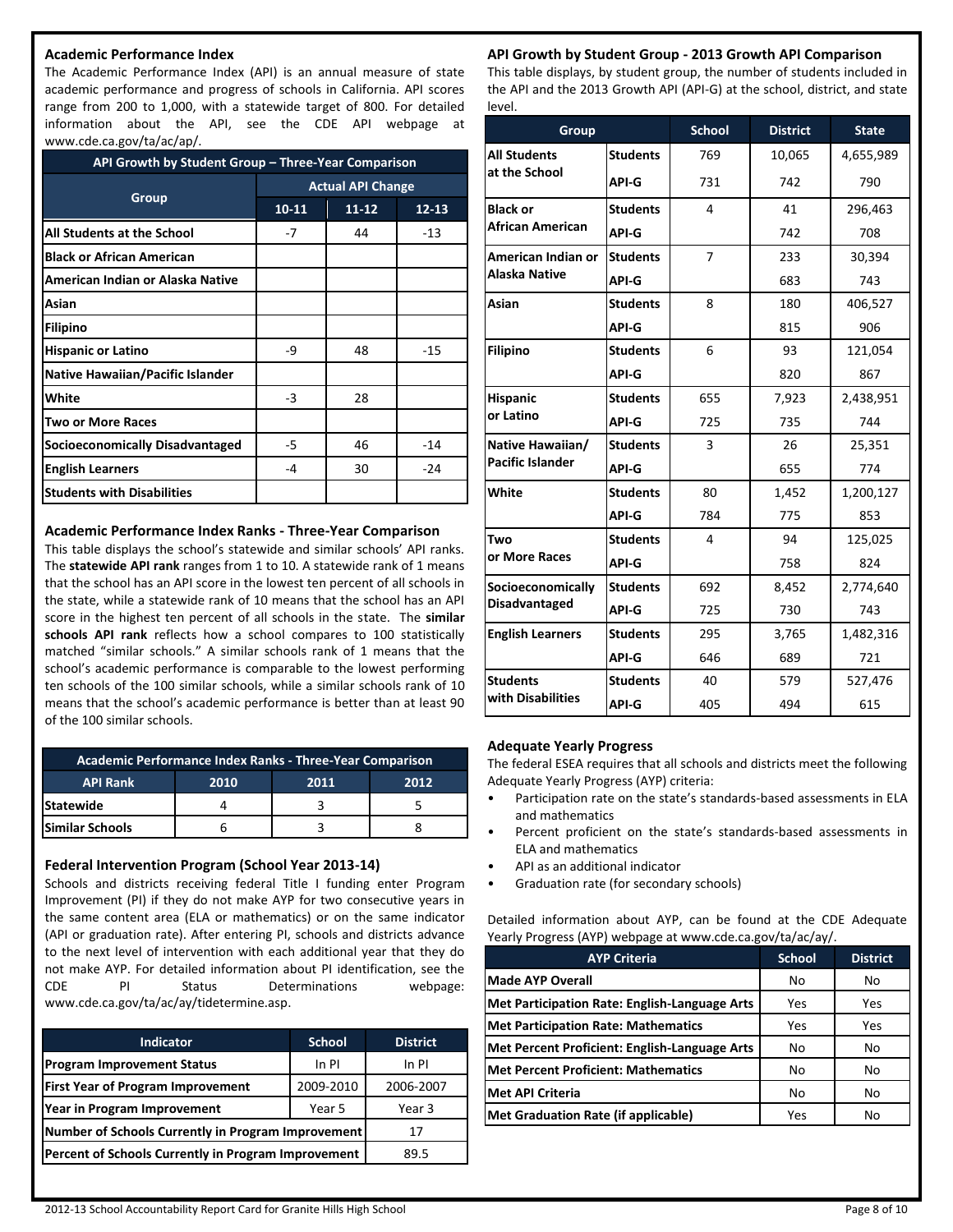## Academic Performance Index

The Academic Performance Index (API) is an annual measure of state academic performance and progress of schools in California. API scores range from 200 to 1,000, with a statewide target of 800. For detailed information about the API, see the CDE API webpage at www.cde.ca.gov/ta/ac/ap/.

| API Growth by Student Group – Three-Year Comparison | | | |
|---|---|---|---|
| Group | Actual API Change | | |
| | 10-11 | 11-12 | 12-13 |
| All Students at the School | -7 | 44 | -13 |
| Black or African American | | | |
| American Indian or Alaska Native | | | |
| Asian | | | |
| Filipino | | | |
| Hispanic or Latino | -9 | 48 | -15 |
| Native Hawaiian/Pacific Islander | | | |
| White | -3 | 28 | |
| Two or More Races | | | |
| Socioeconomically Disadvantaged | -5 | 46 | -14 |
| English Learners | -4 | 30 | -24 |
| Students with Disabilities | | | |

## Academic Performance Index Ranks - Three-Year Comparison

This table displays the school's statewide and similar schools' API ranks. The **statewide API rank** ranges from 1 to 10. A statewide rank of 1 means that the school has an API score in the lowest ten percent of all schools in the state, while a statewide rank of 10 means that the school has an API score in the highest ten percent of all schools in the state. The **similar schools API rank** reflects how a school compares to 100 statistically matched "similar schools." A similar schools rank of 1 means that the school's academic performance is comparable to the lowest performing ten schools of the 100 similar schools, while a similar schools rank of 10 means that the school's academic performance is better than at least 90 of the 100 similar schools.

| API Rank | 2010 | 2011 | 2012 |
|---|---|---|---|
| Statewide | 4 | 3 | 5 |
| Similar Schools | 6 | 3 | 8 |

## Federal Intervention Program (School Year 2013-14)

Schools and districts receiving federal Title I funding enter Program Improvement (PI) if they do not make AYP for two consecutive years in the same content area (ELA or mathematics) or on the same indicator (API or graduation rate). After entering PI, schools and districts advance to the next level of intervention with each additional year that they do not make AYP. For detailed information about PI identification, see the CDE PI Status Determinations webpage: www.cde.ca.gov/ta/ac/ay/tidetermine.asp.

| Indicator | School | District |
|---|---|---|
| Program Improvement Status | In PI | In PI |
| First Year of Program Improvement | 2009-2010 | 2006-2007 |
| Year in Program Improvement | Year 5 | Year 3 |
| Number of Schools Currently in Program Improvement | | 17 |
| Percent of Schools Currently in Program Improvement | | 89.5 |

## API Growth by Student Group - 2013 Growth API Comparison

This table displays, by student group, the number of students included in the API and the 2013 Growth API (API-G) at the school, district, and state level.

| Group | | School | District | State |
|---|---|---|---|---|
| All Students at the School | Students | 769 | 10,065 | 4,655,989 |
| | API-G | 731 | 742 | 790 |
| Black or African American | Students | 4 | 41 | 296,463 |
| | API-G | | 742 | 708 |
| American Indian or Alaska Native | Students | 7 | 233 | 30,394 |
| | API-G | | 683 | 743 |
| Asian | Students | 8 | 180 | 406,527 |
| | API-G | | 815 | 906 |
| Filipino | Students | 6 | 93 | 121,054 |
| | API-G | | 820 | 867 |
| Hispanic or Latino | Students | 655 | 7,923 | 2,438,951 |
| | API-G | 725 | 735 | 744 |
| Native Hawaiian/ Pacific Islander | Students | 3 | 26 | 25,351 |
| | API-G | | 655 | 774 |
| White | Students | 80 | 1,452 | 1,200,127 |
| | API-G | 784 | 775 | 853 |
| Two or More Races | Students | 4 | 94 | 125,025 |
| | API-G | | 758 | 824 |
| Socioeconomically Disadvantaged | Students | 692 | 8,452 | 2,774,640 |
| | API-G | 725 | 730 | 743 |
| English Learners | Students | 295 | 3,765 | 1,482,316 |
| | API-G | 646 | 689 | 721 |
| Students with Disabilities | Students | 40 | 579 | 527,476 |
| | API-G | 405 | 494 | 615 |

## Adequate Yearly Progress

The federal ESEA requires that all schools and districts meet the following Adequate Yearly Progress (AYP) criteria:

- Participation rate on the state's standards-based assessments in ELA and mathematics
- Percent proficient on the state's standards-based assessments in ELA and mathematics
- API as an additional indicator
- Graduation rate (for secondary schools)

Detailed information about AYP, can be found at the CDE Adequate Yearly Progress (AYP) webpage at www.cde.ca.gov/ta/ac/ay/.

| AYP Criteria | School | District |
|---|---|---|
| Made AYP Overall | No | No |
| Met Participation Rate: English-Language Arts | Yes | Yes |
| Met Participation Rate: Mathematics | Yes | Yes |
| Met Percent Proficient: English-Language Arts | No | No |
| Met Percent Proficient: Mathematics | No | No |
| Met API Criteria | No | No |
| Met Graduation Rate (if applicable) | Yes | No |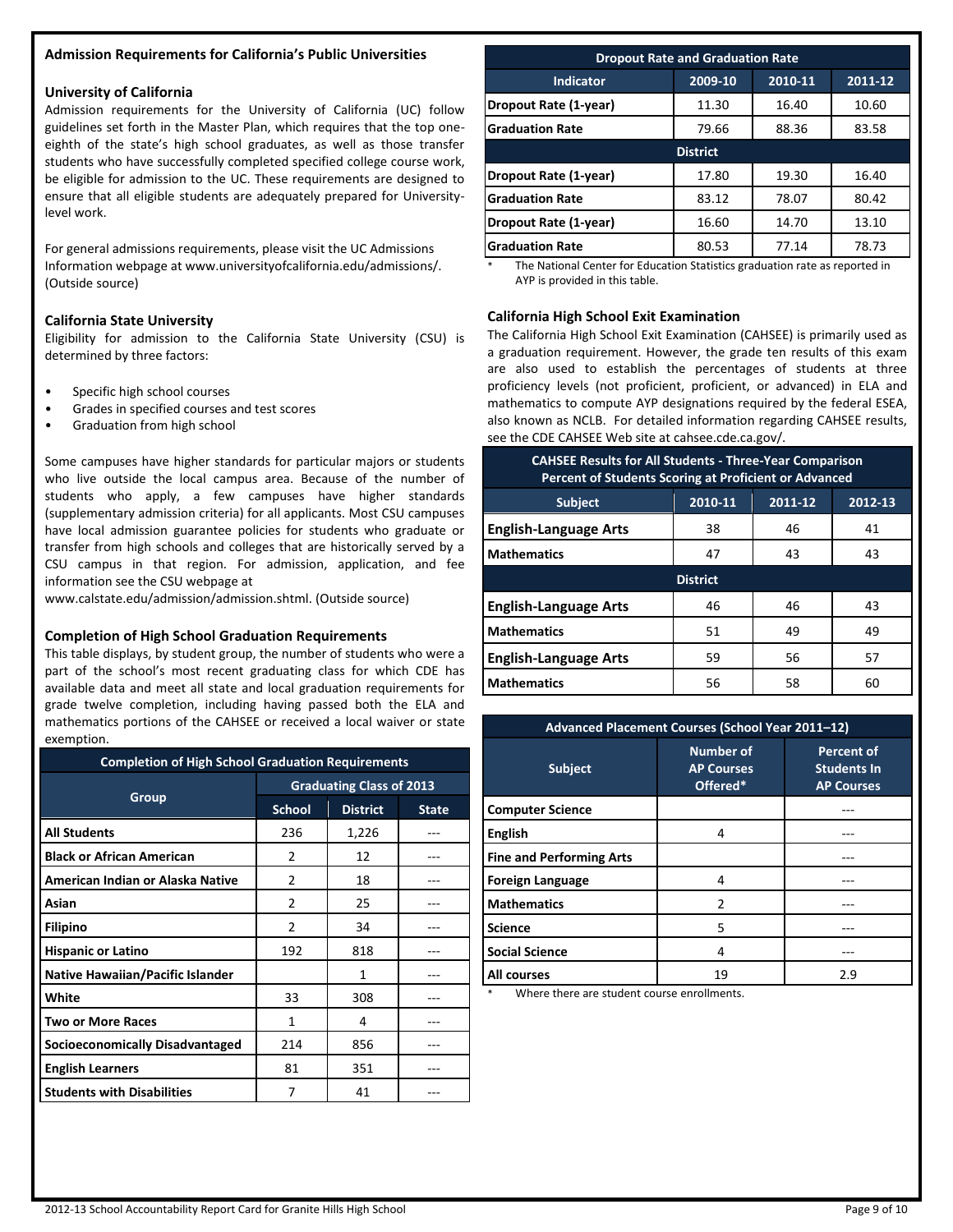### Admission Requirements for California's Public Universities

#### University of California

Admission requirements for the University of California (UC) follow guidelines set forth in the Master Plan, which requires that the top one-eighth of the state's high school graduates, as well as those transfer students who have successfully completed specified college course work, be eligible for admission to the UC. These requirements are designed to ensure that all eligible students are adequately prepared for University-level work.

For general admissions requirements, please visit the UC Admissions Information webpage at www.universityofcalifornia.edu/admissions/. (Outside source)

#### California State University

Eligibility for admission to the California State University (CSU) is determined by three factors:

- Specific high school courses
- Grades in specified courses and test scores
- Graduation from high school

Some campuses have higher standards for particular majors or students who live outside the local campus area. Because of the number of students who apply, a few campuses have higher standards (supplementary admission criteria) for all applicants. Most CSU campuses have local admission guarantee policies for students who graduate or transfer from high schools and colleges that are historically served by a CSU campus in that region. For admission, application, and fee information see the CSU webpage at www.calstate.edu/admission/admission.shtml. (Outside source)

#### Completion of High School Graduation Requirements

This table displays, by student group, the number of students who were a part of the school's most recent graduating class for which CDE has available data and meet all state and local graduation requirements for grade twelve completion, including having passed both the ELA and mathematics portions of the CAHSEE or received a local waiver or state exemption.

| Completion of High School Graduation Requirements | | | |
|---|---|---|---|
| Group | Graduating Class of 2013 | | |
| | School | District | State |
| **All Students** | 236 | 1,226 | --- |
| **Black or African American** | 2 | 12 | --- |
| **American Indian or Alaska Native** | 2 | 18 | --- |
| **Asian** | 2 | 25 | --- |
| **Filipino** | 2 | 34 | --- |
| **Hispanic or Latino** | 192 | 818 | --- |
| **Native Hawaiian/Pacific Islander** | | 1 | --- |
| **White** | 33 | 308 | --- |
| **Two or More Races** | 1 | 4 | --- |
| **Socioeconomically Disadvantaged** | 214 | 856 | --- |
| **English Learners** | 81 | 351 | --- |
| **Students with Disabilities** | 7 | 41 | --- |

| Dropout Rate and Graduation Rate | | | |
|---|---|---|---|
| Indicator | 2009-10 | 2010-11 | 2011-12 |
| **Dropout Rate (1-year)** | 11.30 | 16.40 | 10.60 |
| **Graduation Rate** | 79.66 | 88.36 | 83.58 |
| **District** | | | |
| **Dropout Rate (1-year)** | 17.80 | 19.30 | 16.40 |
| **Graduation Rate** | 83.12 | 78.07 | 80.42 |
| **Dropout Rate (1-year)** | 16.60 | 14.70 | 13.10 |
| **Graduation Rate** | 80.53 | 77.14 | 78.73 |

\* The National Center for Education Statistics graduation rate as reported in AYP is provided in this table.

#### California High School Exit Examination

The California High School Exit Examination (CAHSEE) is primarily used as a graduation requirement. However, the grade ten results of this exam are also used to establish the percentages of students at three proficiency levels (not proficient, proficient, or advanced) in ELA and mathematics to compute AYP designations required by the federal ESEA, also known as NCLB. For detailed information regarding CAHSEE results, see the CDE CAHSEE Web site at cahsee.cde.ca.gov/.

| CAHSEE Results for All Students - Three-Year Comparison<br>Percent of Students Scoring at Proficient or Advanced | | | |
|---|---|---|---|
| Subject | 2010-11 | 2011-12 | 2012-13 |
| **English-Language Arts** | 38 | 46 | 41 |
| **Mathematics** | 47 | 43 | 43 |
| **District** | | | |
| **English-Language Arts** | 46 | 46 | 43 |
| **Mathematics** | 51 | 49 | 49 |
| **English-Language Arts** | 59 | 56 | 57 |
| **Mathematics** | 56 | 58 | 60 |

| Advanced Placement Courses (School Year 2011–12) | | |
|---|---|---|
| Subject | Number of AP Courses Offered* | Percent of Students In AP Courses |
| **Computer Science** | | --- |
| **English** | 4 | --- |
| **Fine and Performing Arts** | | --- |
| **Foreign Language** | 4 | --- |
| **Mathematics** | 2 | --- |
| **Science** | 5 | --- |
| **Social Science** | 4 | --- |
| **All courses** | 19 | 2.9 |

\* Where there are student course enrollments.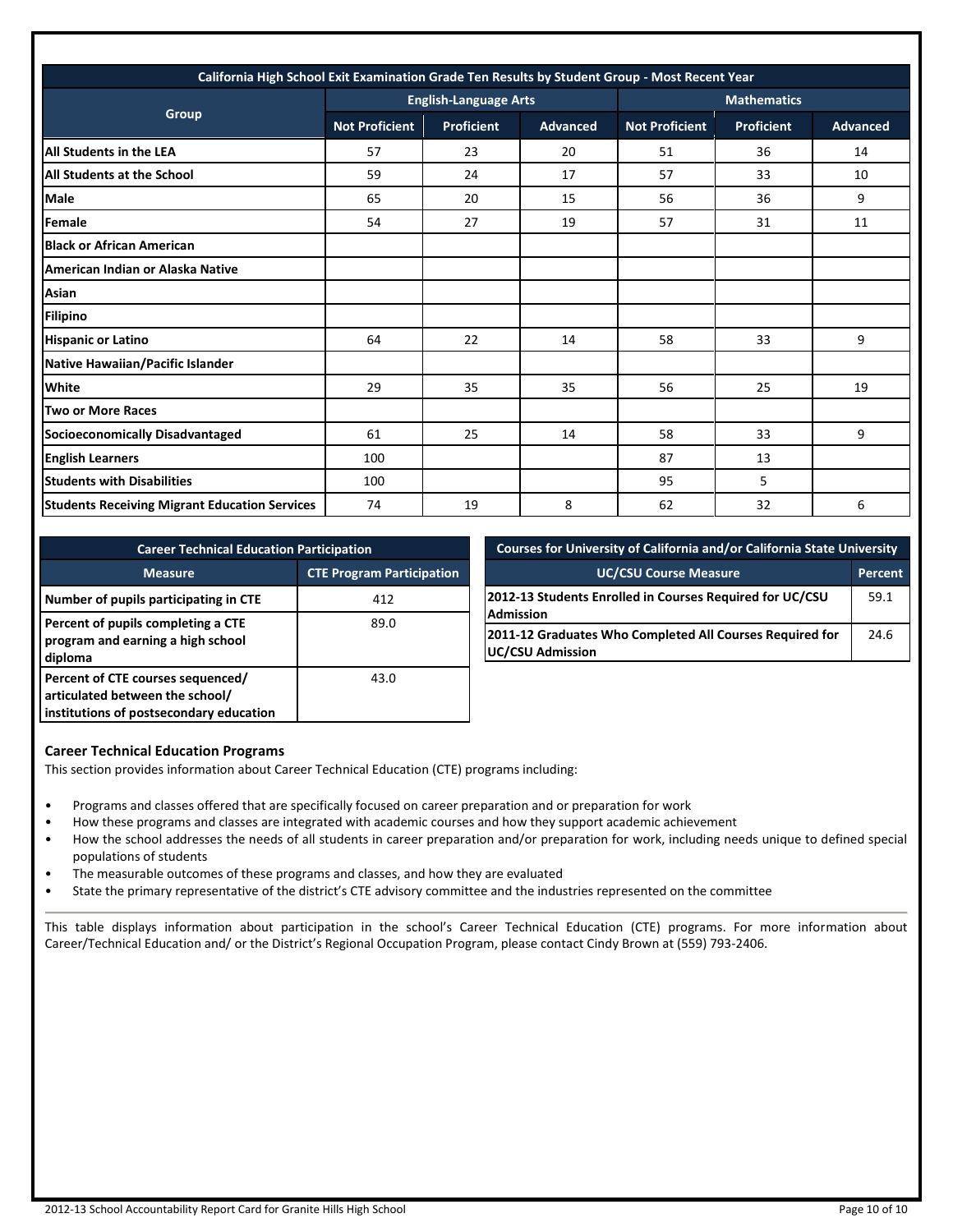| California High School Exit Examination Grade Ten Results by Student Group - Most Recent Year | | | | | | |
|---|---|---|---|---|---|---|
| Group | English-Language Arts | | | Mathematics | | |
| | Not Proficient | Proficient | Advanced | Not Proficient | Proficient | Advanced |
| All Students in the LEA | 57 | 23 | 20 | 51 | 36 | 14 |
| All Students at the School | 59 | 24 | 17 | 57 | 33 | 10 |
| Male | 65 | 20 | 15 | 56 | 36 | 9 |
| Female | 54 | 27 | 19 | 57 | 31 | 11 |
| Black or African American | | | | | | |
| American Indian or Alaska Native | | | | | | |
| Asian | | | | | | |
| Filipino | | | | | | |
| Hispanic or Latino | 64 | 22 | 14 | 58 | 33 | 9 |
| Native Hawaiian/Pacific Islander | | | | | | |
| White | 29 | 35 | 35 | 56 | 25 | 19 |
| Two or More Races | | | | | | |
| Socioeconomically Disadvantaged | 61 | 25 | 14 | 58 | 33 | 9 |
| English Learners | 100 | | | 87 | 13 | |
| Students with Disabilities | 100 | | | 95 | 5 | |
| Students Receiving Migrant Education Services | 74 | 19 | 8 | 62 | 32 | 6 |

| Career Technical Education Participation | |
|---|---|
| Measure | CTE Program Participation |
| Number of pupils participating in CTE | 412 |
| Percent of pupils completing a CTE program and earning a high school diploma | 89.0 |
| Percent of CTE courses sequenced/ articulated between the school/ institutions of postsecondary education | 43.0 |

| Courses for University of California and/or California State University | |
|---|---|
| UC/CSU Course Measure | Percent |
| 2012-13 Students Enrolled in Courses Required for UC/CSU Admission | 59.1 |
| 2011-12 Graduates Who Completed All Courses Required for UC/CSU Admission | 24.6 |

### Career Technical Education Programs

This section provides information about Career Technical Education (CTE) programs including:

- Programs and classes offered that are specifically focused on career preparation and or preparation for work
- How these programs and classes are integrated with academic courses and how they support academic achievement
- How the school addresses the needs of all students in career preparation and/or preparation for work, including needs unique to defined special populations of students
- The measurable outcomes of these programs and classes, and how they are evaluated
- State the primary representative of the district's CTE advisory committee and the industries represented on the committee

This table displays information about participation in the school's Career Technical Education (CTE) programs. For more information about Career/Technical Education and/ or the District's Regional Occupation Program, please contact Cindy Brown at (559) 793-2406.